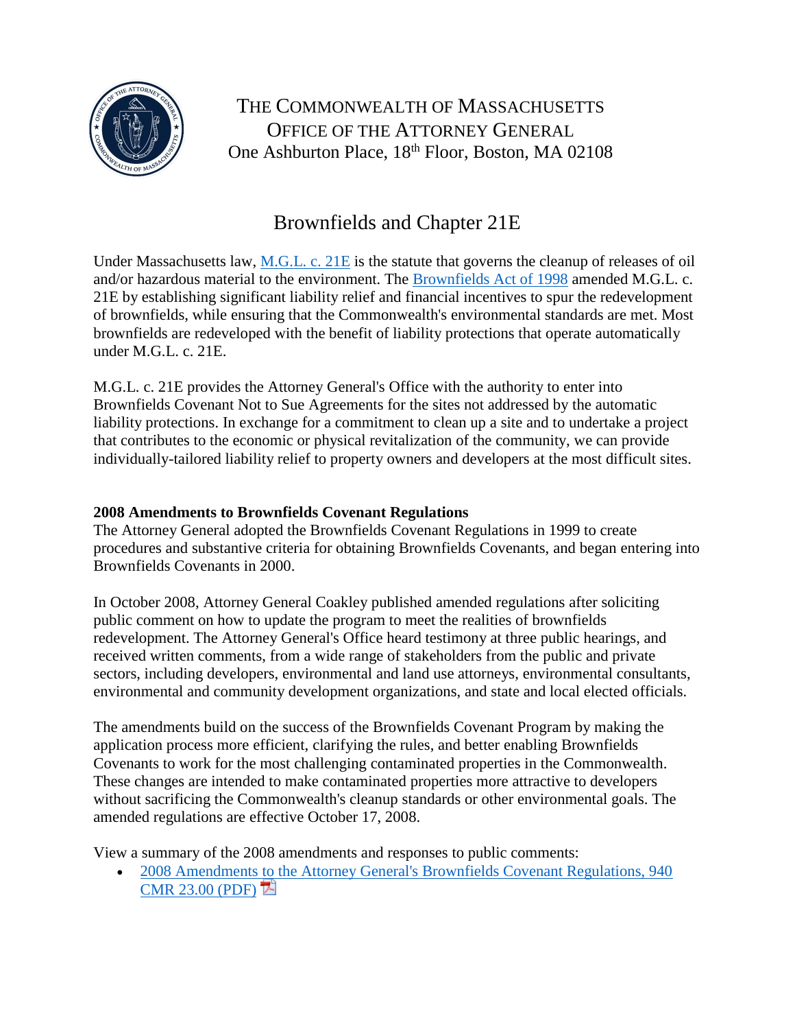THE COMMONWEALTH OF MASSACHUSETTS
OFFICE OF THE ATTORNEY GENERAL
One Ashburton Place, 18th Floor, Boston, MA 02108

# Brownfields and Chapter 21E

Under Massachusetts law, M.G.L. c. 21E is the statute that governs the cleanup of releases of oil and/or hazardous material to the environment. The Brownfields Act of 1998 amended M.G.L. c. 21E by establishing significant liability relief and financial incentives to spur the redevelopment of brownfields, while ensuring that the Commonwealth's environmental standards are met. Most brownfields are redeveloped with the benefit of liability protections that operate automatically under M.G.L. c. 21E.

M.G.L. c. 21E provides the Attorney General's Office with the authority to enter into Brownfields Covenant Not to Sue Agreements for the sites not addressed by the automatic liability protections. In exchange for a commitment to clean up a site and to undertake a project that contributes to the economic or physical revitalization of the community, we can provide individually-tailored liability relief to property owners and developers at the most difficult sites.

**2008 Amendments to Brownfields Covenant Regulations**

The Attorney General adopted the Brownfields Covenant Regulations in 1999 to create procedures and substantive criteria for obtaining Brownfields Covenants, and began entering into Brownfields Covenants in 2000.

In October 2008, Attorney General Coakley published amended regulations after soliciting public comment on how to update the program to meet the realities of brownfields redevelopment. The Attorney General's Office heard testimony at three public hearings, and received written comments, from a wide range of stakeholders from the public and private sectors, including developers, environmental and land use attorneys, environmental consultants, environmental and community development organizations, and state and local elected officials.

The amendments build on the success of the Brownfields Covenant Program by making the application process more efficient, clarifying the rules, and better enabling Brownfields Covenants to work for the most challenging contaminated properties in the Commonwealth. These changes are intended to make contaminated properties more attractive to developers without sacrificing the Commonwealth's cleanup standards or other environmental goals. The amended regulations are effective October 17, 2008.

View a summary of the 2008 amendments and responses to public comments:

- 2008 Amendments to the Attorney General's Brownfields Covenant Regulations, 940 CMR 23.00 (PDF)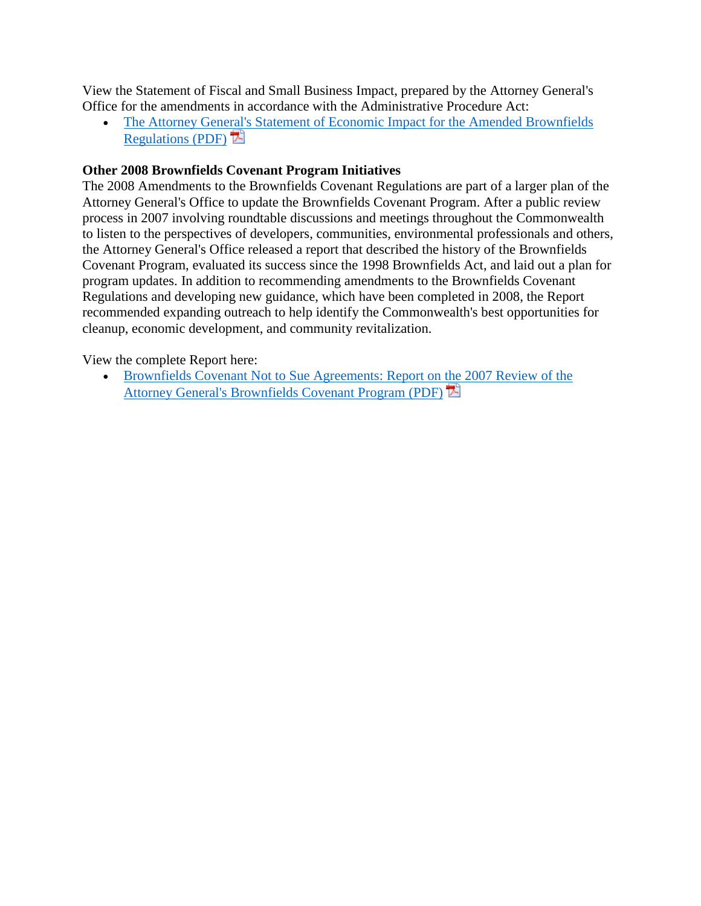View the Statement of Fiscal and Small Business Impact, prepared by the Attorney General's Office for the amendments in accordance with the Administrative Procedure Act:

- The Attorney General's Statement of Economic Impact for the Amended Brownfields Regulations (PDF)

**Other 2008 Brownfields Covenant Program Initiatives**

The 2008 Amendments to the Brownfields Covenant Regulations are part of a larger plan of the Attorney General's Office to update the Brownfields Covenant Program. After a public review process in 2007 involving roundtable discussions and meetings throughout the Commonwealth to listen to the perspectives of developers, communities, environmental professionals and others, the Attorney General's Office released a report that described the history of the Brownfields Covenant Program, evaluated its success since the 1998 Brownfields Act, and laid out a plan for program updates. In addition to recommending amendments to the Brownfields Covenant Regulations and developing new guidance, which have been completed in 2008, the Report recommended expanding outreach to help identify the Commonwealth's best opportunities for cleanup, economic development, and community revitalization.

View the complete Report here:

- Brownfields Covenant Not to Sue Agreements: Report on the 2007 Review of the Attorney General's Brownfields Covenant Program (PDF)